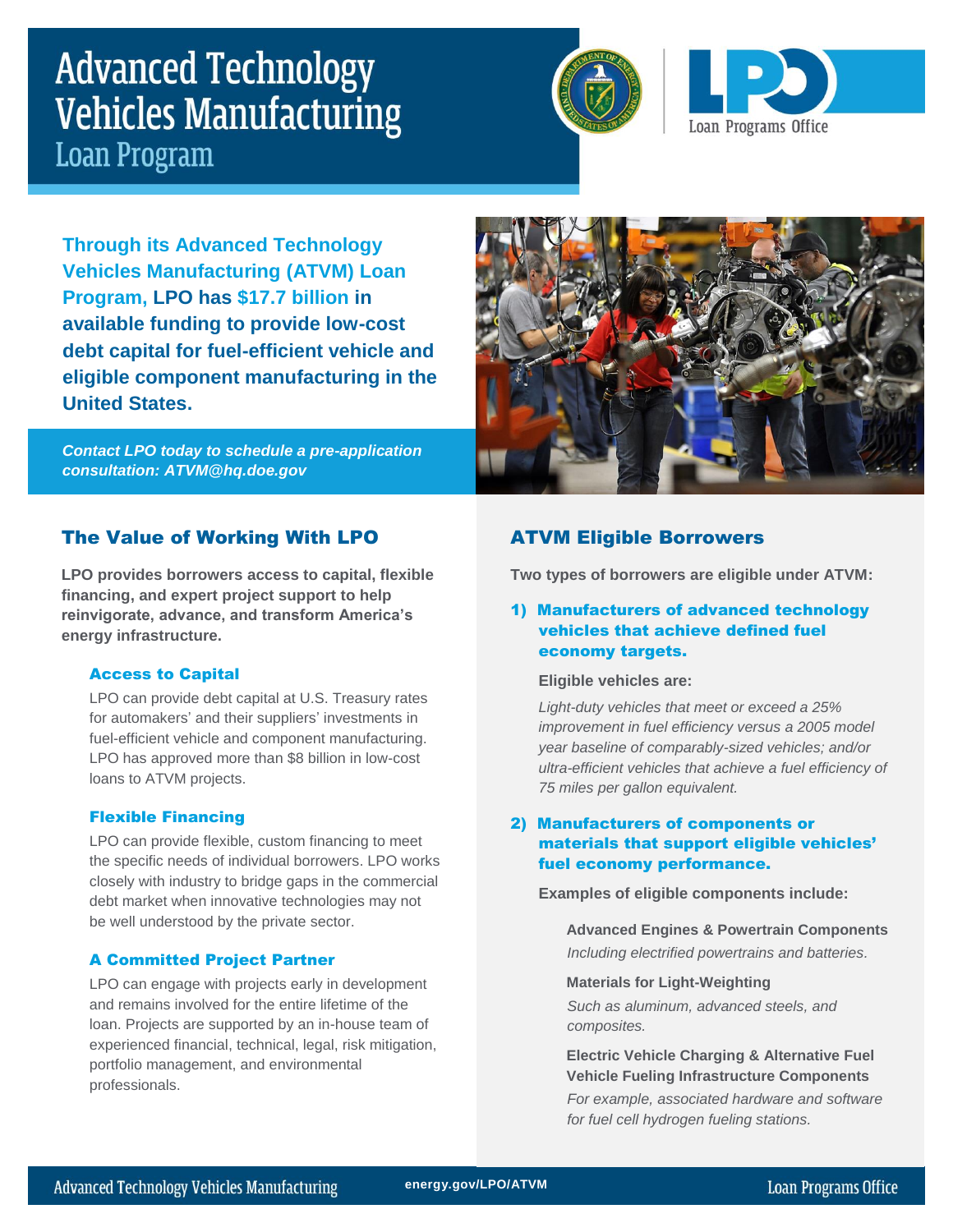# Advanced Technology Vehicles Manufacturing Loan Program

**Through its Advanced Technology Vehicles Manufacturing (ATVM) Loan Program, LPO has $17.7 billion in available funding to provide low-cost debt capital for fuel-efficient vehicle and eligible component manufacturing in the United States.**

***Contact LPO today to schedule a pre-application consultation: ATVM@hq.doe.gov***

## The Value of Working With LPO

**LPO provides borrowers access to capital, flexible financing, and expert project support to help reinvigorate, advance, and transform America's energy infrastructure.**

### Access to Capital

LPO can provide debt capital at U.S. Treasury rates for automakers' and their suppliers' investments in fuel-efficient vehicle and component manufacturing. LPO has approved more than $8 billion in low-cost loans to ATVM projects.

### Flexible Financing

LPO can provide flexible, custom financing to meet the specific needs of individual borrowers. LPO works closely with industry to bridge gaps in the commercial debt market when innovative technologies may not be well understood by the private sector.

### A Committed Project Partner

LPO can engage with projects early in development and remains involved for the entire lifetime of the loan. Projects are supported by an in-house team of experienced financial, technical, legal, risk mitigation, portfolio management, and environmental professionals.

## ATVM Eligible Borrowers

**Two types of borrowers are eligible under ATVM:**

### 1) Manufacturers of advanced technology vehicles that achieve defined fuel economy targets.

**Eligible vehicles are:**

*Light-duty vehicles that meet or exceed a 25% improvement in fuel efficiency versus a 2005 model year baseline of comparably-sized vehicles; and/or ultra-efficient vehicles that achieve a fuel efficiency of 75 miles per gallon equivalent.*

### 2) Manufacturers of components or materials that support eligible vehicles' fuel economy performance.

**Examples of eligible components include:**

**Advanced Engines & Powertrain Components**
*Including electrified powertrains and batteries.*

**Materials for Light-Weighting**
*Such as aluminum, advanced steels, and composites.*

**Electric Vehicle Charging & Alternative Fuel Vehicle Fueling Infrastructure Components**
*For example, associated hardware and software for fuel cell hydrogen fueling stations.*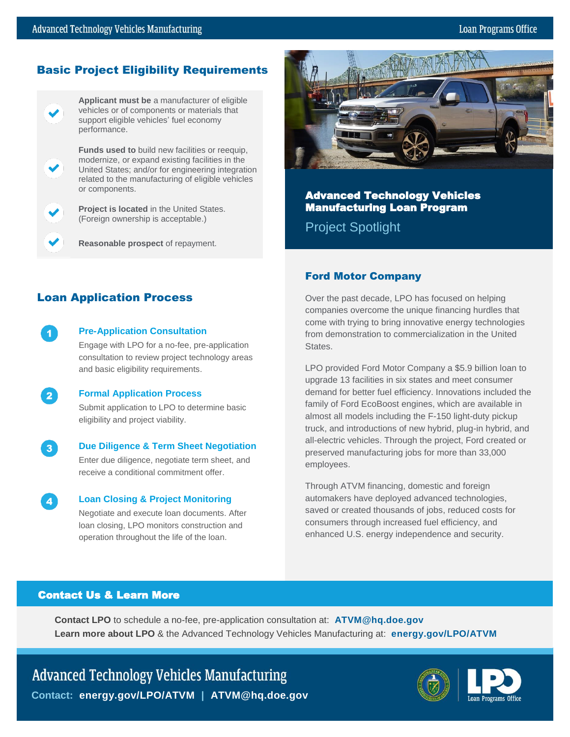## Basic Project Eligibility Requirements

- **Applicant must be** a manufacturer of eligible vehicles or of components or materials that support eligible vehicles' fuel economy performance.
- **Funds used to** build new facilities or reequip, modernize, or expand existing facilities in the United States; and/or for engineering integration related to the manufacturing of eligible vehicles or components.
- **Project is located** in the United States. (Foreign ownership is acceptable.)
- **Reasonable prospect** of repayment.

## Loan Application Process

1. **Pre-Application Consultation**
   Engage with LPO for a no-fee, pre-application consultation to review project technology areas and basic eligibility requirements.

2. **Formal Application Process**
   Submit application to LPO to determine basic eligibility and project viability.

3. **Due Diligence & Term Sheet Negotiation**
   Enter due diligence, negotiate term sheet, and receive a conditional commitment offer.

4. **Loan Closing & Project Monitoring**
   Negotiate and execute loan documents. After loan closing, LPO monitors construction and operation throughout the life of the loan.

## Advanced Technology Vehicles Manufacturing Loan Program

Project Spotlight

### Ford Motor Company

Over the past decade, LPO has focused on helping companies overcome the unique financing hurdles that come with trying to bring innovative energy technologies from demonstration to commercialization in the United States.

LPO provided Ford Motor Company a $5.9 billion loan to upgrade 13 facilities in six states and meet consumer demand for better fuel efficiency. Innovations included the family of Ford EcoBoost engines, which are available in almost all models including the F-150 light-duty pickup truck, and introductions of new hybrid, plug-in hybrid, and all-electric vehicles. Through the project, Ford created or preserved manufacturing jobs for more than 33,000 employees.

Through ATVM financing, domestic and foreign automakers have deployed advanced technologies, saved or created thousands of jobs, reduced costs for consumers through increased fuel efficiency, and enhanced U.S. energy independence and security.

## Contact Us & Learn More

**Contact LPO** to schedule a no-fee, pre-application consultation at: **ATVM@hq.doe.gov**
**Learn more about LPO** & the Advanced Technology Vehicles Manufacturing at: **energy.gov/LPO/ATVM**

Advanced Technology Vehicles Manufacturing
**Contact: energy.gov/LPO/ATVM | ATVM@hq.doe.gov**